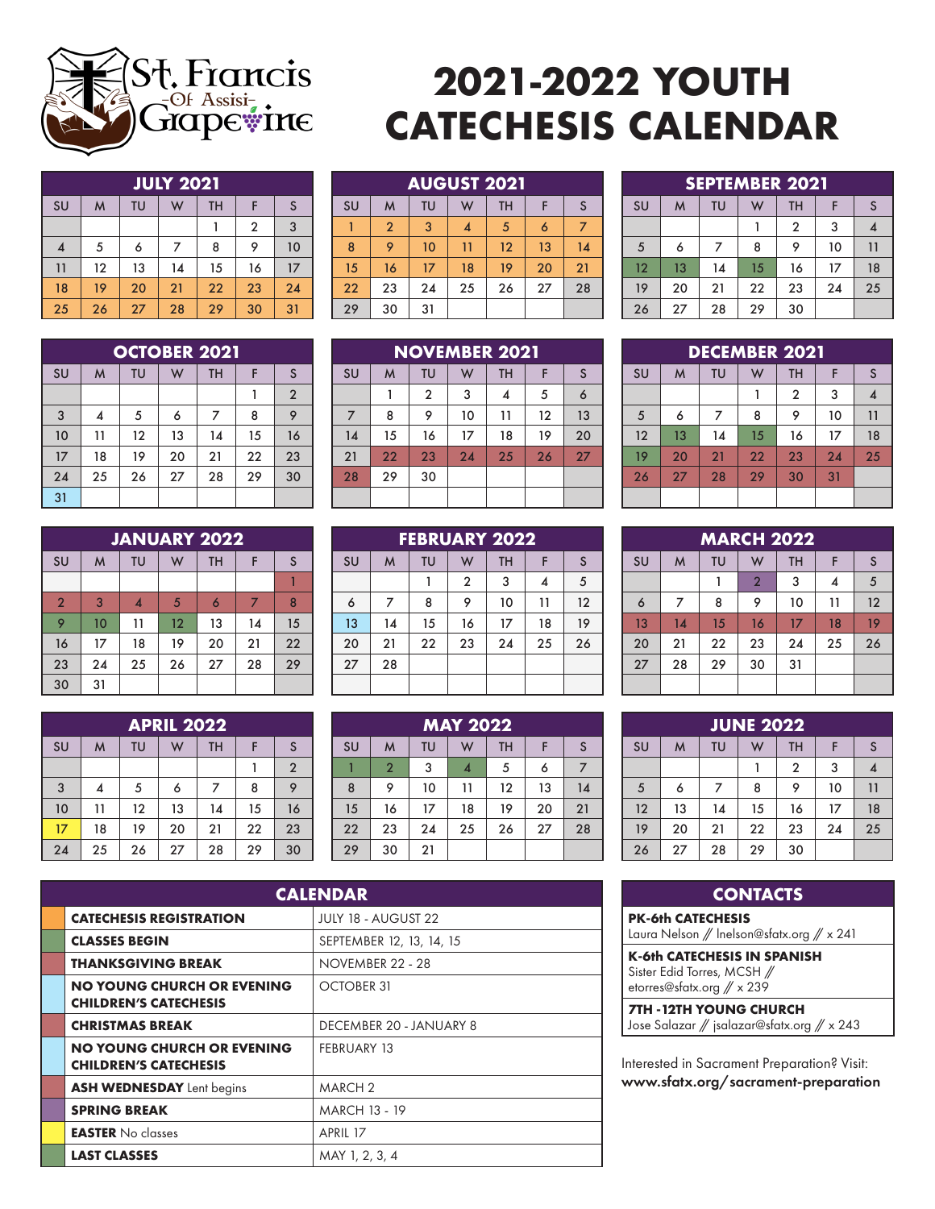St. Francis -Of Assisi- Grapevine

# 2021-2022 YOUTH CATECHESIS CALENDAR

| JULY 2021 | | | | | | |
|---|---|---|---|---|---|---|
| SU | M | TU | W | TH | F | S |
| | | | | 1 | 2 | 3 |
| 4 | 5 | 6 | 7 | 8 | 9 | 10 |
| 11 | 12 | 13 | 14 | 15 | 16 | 17 |
| 18 | 19 | 20 | 21 | 22 | 23 | 24 |
| 25 | 26 | 27 | 28 | 29 | 30 | 31 |

| AUGUST 2021 | | | | | | |
|---|---|---|---|---|---|---|
| SU | M | TU | W | TH | F | S |
| 1 | 2 | 3 | 4 | 5 | 6 | 7 |
| 8 | 9 | 10 | 11 | 12 | 13 | 14 |
| 15 | 16 | 17 | 18 | 19 | 20 | 21 |
| 22 | 23 | 24 | 25 | 26 | 27 | 28 |
| 29 | 30 | 31 | | | | |

| SEPTEMBER 2021 | | | | | | |
|---|---|---|---|---|---|---|
| SU | M | TU | W | TH | F | S |
| | | | 1 | 2 | 3 | 4 |
| 5 | 6 | 7 | 8 | 9 | 10 | 11 |
| 12 | 13 | 14 | 15 | 16 | 17 | 18 |
| 19 | 20 | 21 | 22 | 23 | 24 | 25 |
| 26 | 27 | 28 | 29 | 30 | | |

| OCTOBER 2021 | | | | | | |
|---|---|---|---|---|---|---|
| SU | M | TU | W | TH | F | S |
| | | | | | 1 | 2 |
| 3 | 4 | 5 | 6 | 7 | 8 | 9 |
| 10 | 11 | 12 | 13 | 14 | 15 | 16 |
| 17 | 18 | 19 | 20 | 21 | 22 | 23 |
| 24 | 25 | 26 | 27 | 28 | 29 | 30 |
| 31 | | | | | | |

| NOVEMBER 2021 | | | | | | |
|---|---|---|---|---|---|---|
| SU | M | TU | W | TH | F | S |
| | 1 | 2 | 3 | 4 | 5 | 6 |
| 7 | 8 | 9 | 10 | 11 | 12 | 13 |
| 14 | 15 | 16 | 17 | 18 | 19 | 20 |
| 21 | 22 | 23 | 24 | 25 | 26 | 27 |
| 28 | 29 | 30 | | | | |

| DECEMBER 2021 | | | | | | |
|---|---|---|---|---|---|---|
| SU | M | TU | W | TH | F | S |
| | | | 1 | 2 | 3 | 4 |
| 5 | 6 | 7 | 8 | 9 | 10 | 11 |
| 12 | 13 | 14 | 15 | 16 | 17 | 18 |
| 19 | 20 | 21 | 22 | 23 | 24 | 25 |
| 26 | 27 | 28 | 29 | 30 | 31 | |

| JANUARY 2022 | | | | | | |
|---|---|---|---|---|---|---|
| SU | M | TU | W | TH | F | S |
| | | | | | | 1 |
| 2 | 3 | 4 | 5 | 6 | 7 | 8 |
| 9 | 10 | 11 | 12 | 13 | 14 | 15 |
| 16 | 17 | 18 | 19 | 20 | 21 | 22 |
| 23 | 24 | 25 | 26 | 27 | 28 | 29 |
| 30 | 31 | | | | | |

| FEBRUARY 2022 | | | | | | |
|---|---|---|---|---|---|---|
| SU | M | TU | W | TH | F | S |
| | | 1 | 2 | 3 | 4 | 5 |
| 6 | 7 | 8 | 9 | 10 | 11 | 12 |
| 13 | 14 | 15 | 16 | 17 | 18 | 19 |
| 20 | 21 | 22 | 23 | 24 | 25 | 26 |
| 27 | 28 | | | | | |

| MARCH 2022 | | | | | | |
|---|---|---|---|---|---|---|
| SU | M | TU | W | TH | F | S |
| | | 1 | 2 | 3 | 4 | 5 |
| 6 | 7 | 8 | 9 | 10 | 11 | 12 |
| 13 | 14 | 15 | 16 | 17 | 18 | 19 |
| 20 | 21 | 22 | 23 | 24 | 25 | 26 |
| 27 | 28 | 29 | 30 | 31 | | |

| APRIL 2022 | | | | | | |
|---|---|---|---|---|---|---|
| SU | M | TU | W | TH | F | S |
| | | | | | 1 | 2 |
| 3 | 4 | 5 | 6 | 7 | 8 | 9 |
| 10 | 11 | 12 | 13 | 14 | 15 | 16 |
| 17 | 18 | 19 | 20 | 21 | 22 | 23 |
| 24 | 25 | 26 | 27 | 28 | 29 | 30 |

| MAY 2022 | | | | | | |
|---|---|---|---|---|---|---|
| SU | M | TU | W | TH | F | S |
| 1 | 2 | 3 | 4 | 5 | 6 | 7 |
| 8 | 9 | 10 | 11 | 12 | 13 | 14 |
| 15 | 16 | 17 | 18 | 19 | 20 | 21 |
| 22 | 23 | 24 | 25 | 26 | 27 | 28 |
| 29 | 30 | 21 | | | | |

| JUNE 2022 | | | | | | |
|---|---|---|---|---|---|---|
| SU | M | TU | W | TH | F | S |
| | | | 1 | 2 | 3 | 4 |
| 5 | 6 | 7 | 8 | 9 | 10 | 11 |
| 12 | 13 | 14 | 15 | 16 | 17 | 18 |
| 19 | 20 | 21 | 22 | 23 | 24 | 25 |
| 26 | 27 | 28 | 29 | 30 | | |

## CALENDAR

| Event | Date |
|---|---|
| **CATECHESIS REGISTRATION** | JULY 18 - AUGUST 22 |
| **CLASSES BEGIN** | SEPTEMBER 12, 13, 14, 15 |
| **THANKSGIVING BREAK** | NOVEMBER 22 - 28 |
| **NO YOUNG CHURCH OR EVENING CHILDREN'S CATECHESIS** | OCTOBER 31 |
| **CHRISTMAS BREAK** | DECEMBER 20 - JANUARY 8 |
| **NO YOUNG CHURCH OR EVENING CHILDREN'S CATECHESIS** | FEBRUARY 13 |
| **ASH WEDNESDAY** Lent begins | MARCH 2 |
| **SPRING BREAK** | MARCH 13 - 19 |
| **EASTER** No classes | APRIL 17 |
| **LAST CLASSES** | MAY 1, 2, 3, 4 |

## CONTACTS

**PK-6th CATECHESIS**
Laura Nelson // lnelson@sfatx.org // x 241

**K-6th CATECHESIS IN SPANISH**
Sister Edid Torres, MCSH // etorres@sfatx.org // x 239

**7TH -12TH YOUNG CHURCH**
Jose Salazar // jsalazar@sfatx.org // x 243

Interested in Sacrament Preparation? Visit:
**www.sfatx.org/sacrament-preparation**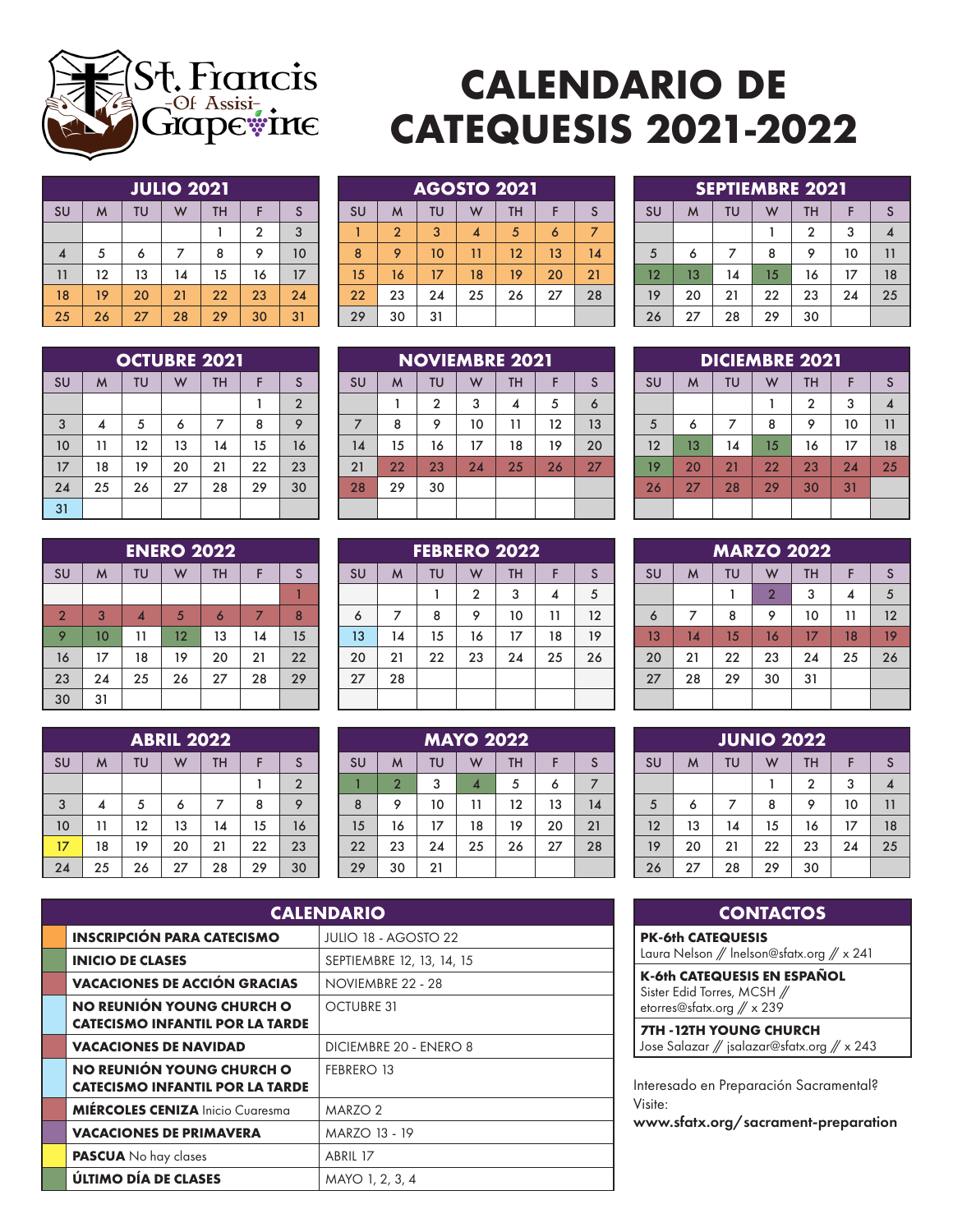St. Francis -Of Assisi- Grapevine

# CALENDARIO DE CATEQUESIS 2021-2022

## JULIO 2021

| SU | M | TU | W | TH | F | S |
|---|---|---|---|---|---|---|
| | | | | 1 | 2 | 3 |
| 4 | 5 | 6 | 7 | 8 | 9 | 10 |
| 11 | 12 | 13 | 14 | 15 | 16 | 17 |
| 18 | 19 | 20 | 21 | 22 | 23 | 24 |
| 25 | 26 | 27 | 28 | 29 | 30 | 31 |

## AGOSTO 2021

| SU | M | TU | W | TH | F | S |
|---|---|---|---|---|---|---|
| 1 | 2 | 3 | 4 | 5 | 6 | 7 |
| 8 | 9 | 10 | 11 | 12 | 13 | 14 |
| 15 | 16 | 17 | 18 | 19 | 20 | 21 |
| 22 | 23 | 24 | 25 | 26 | 27 | 28 |
| 29 | 30 | 31 | | | | |

## SEPTIEMBRE 2021

| SU | M | TU | W | TH | F | S |
|---|---|---|---|---|---|---|
| | | | 1 | 2 | 3 | 4 |
| 5 | 6 | 7 | 8 | 9 | 10 | 11 |
| 12 | 13 | 14 | 15 | 16 | 17 | 18 |
| 19 | 20 | 21 | 22 | 23 | 24 | 25 |
| 26 | 27 | 28 | 29 | 30 | | |

## OCTUBRE 2021

| SU | M | TU | W | TH | F | S |
|---|---|---|---|---|---|---|
| | | | | | 1 | 2 |
| 3 | 4 | 5 | 6 | 7 | 8 | 9 |
| 10 | 11 | 12 | 13 | 14 | 15 | 16 |
| 17 | 18 | 19 | 20 | 21 | 22 | 23 |
| 24 | 25 | 26 | 27 | 28 | 29 | 30 |
| 31 | | | | | | |

## NOVIEMBRE 2021

| SU | M | TU | W | TH | F | S |
|---|---|---|---|---|---|---|
| | 1 | 2 | 3 | 4 | 5 | 6 |
| 7 | 8 | 9 | 10 | 11 | 12 | 13 |
| 14 | 15 | 16 | 17 | 18 | 19 | 20 |
| 21 | 22 | 23 | 24 | 25 | 26 | 27 |
| 28 | 29 | 30 | | | | |

## DICIEMBRE 2021

| SU | M | TU | W | TH | F | S |
|---|---|---|---|---|---|---|
| | | | 1 | 2 | 3 | 4 |
| 5 | 6 | 7 | 8 | 9 | 10 | 11 |
| 12 | 13 | 14 | 15 | 16 | 17 | 18 |
| 19 | 20 | 21 | 22 | 23 | 24 | 25 |
| 26 | 27 | 28 | 29 | 30 | 31 | |

## ENERO 2022

| SU | M | TU | W | TH | F | S |
|---|---|---|---|---|---|---|
| | | | | | | 1 |
| 2 | 3 | 4 | 5 | 6 | 7 | 8 |
| 9 | 10 | 11 | 12 | 13 | 14 | 15 |
| 16 | 17 | 18 | 19 | 20 | 21 | 22 |
| 23 | 24 | 25 | 26 | 27 | 28 | 29 |
| 30 | 31 | | | | | |

## FEBRERO 2022

| SU | M | TU | W | TH | F | S |
|---|---|---|---|---|---|---|
| | | 1 | 2 | 3 | 4 | 5 |
| 6 | 7 | 8 | 9 | 10 | 11 | 12 |
| 13 | 14 | 15 | 16 | 17 | 18 | 19 |
| 20 | 21 | 22 | 23 | 24 | 25 | 26 |
| 27 | 28 | | | | | |

## MARZO 2022

| SU | M | TU | W | TH | F | S |
|---|---|---|---|---|---|---|
| | | 1 | 2 | 3 | 4 | 5 |
| 6 | 7 | 8 | 9 | 10 | 11 | 12 |
| 13 | 14 | 15 | 16 | 17 | 18 | 19 |
| 20 | 21 | 22 | 23 | 24 | 25 | 26 |
| 27 | 28 | 29 | 30 | 31 | | |

## ABRIL 2022

| SU | M | TU | W | TH | F | S |
|---|---|---|---|---|---|---|
| | | | | | 1 | 2 |
| 3 | 4 | 5 | 6 | 7 | 8 | 9 |
| 10 | 11 | 12 | 13 | 14 | 15 | 16 |
| 17 | 18 | 19 | 20 | 21 | 22 | 23 |
| 24 | 25 | 26 | 27 | 28 | 29 | 30 |

## MAYO 2022

| SU | M | TU | W | TH | F | S |
|---|---|---|---|---|---|---|
| 1 | 2 | 3 | 4 | 5 | 6 | 7 |
| 8 | 9 | 10 | 11 | 12 | 13 | 14 |
| 15 | 16 | 17 | 18 | 19 | 20 | 21 |
| 22 | 23 | 24 | 25 | 26 | 27 | 28 |
| 29 | 30 | 21 | | | | |

## JUNIO 2022

| SU | M | TU | W | TH | F | S |
|---|---|---|---|---|---|---|
| | | | 1 | 2 | 3 | 4 |
| 5 | 6 | 7 | 8 | 9 | 10 | 11 |
| 12 | 13 | 14 | 15 | 16 | 17 | 18 |
| 19 | 20 | 21 | 22 | 23 | 24 | 25 |
| 26 | 27 | 28 | 29 | 30 | | |

## CALENDARIO

| | |
|---|---|
| **INSCRIPCIÓN PARA CATECISMO** | JULIO 18 - AGOSTO 22 |
| **INICIO DE CLASES** | SEPTIEMBRE 12, 13, 14, 15 |
| **VACACIONES DE ACCIÓN GRACIAS** | NOVIEMBRE 22 - 28 |
| **NO REUNIÓN YOUNG CHURCH O CATECISMO INFANTIL POR LA TARDE** | OCTUBRE 31 |
| **VACACIONES DE NAVIDAD** | DICIEMBRE 20 - ENERO 8 |
| **NO REUNIÓN YOUNG CHURCH O CATECISMO INFANTIL POR LA TARDE** | FEBRERO 13 |
| **MIÉRCOLES CENIZA** Inicio Cuaresma | MARZO 2 |
| **VACACIONES DE PRIMAVERA** | MARZO 13 - 19 |
| **PASCUA** No hay clases | ABRIL 17 |
| **ÚLTIMO DÍA DE CLASES** | MAYO 1, 2, 3, 4 |

## CONTACTOS

**PK-6th CATEQUESIS**
Laura Nelson // lnelson@sfatx.org // x 241

**K-6th CATEQUESIS EN ESPAÑOL**
Sister Edid Torres, MCSH // etorres@sfatx.org // x 239

**7TH -12TH YOUNG CHURCH**
Jose Salazar // jsalazar@sfatx.org // x 243

Interesado en Preparación Sacramental? Visite:
**www.sfatx.org/sacrament-preparation**